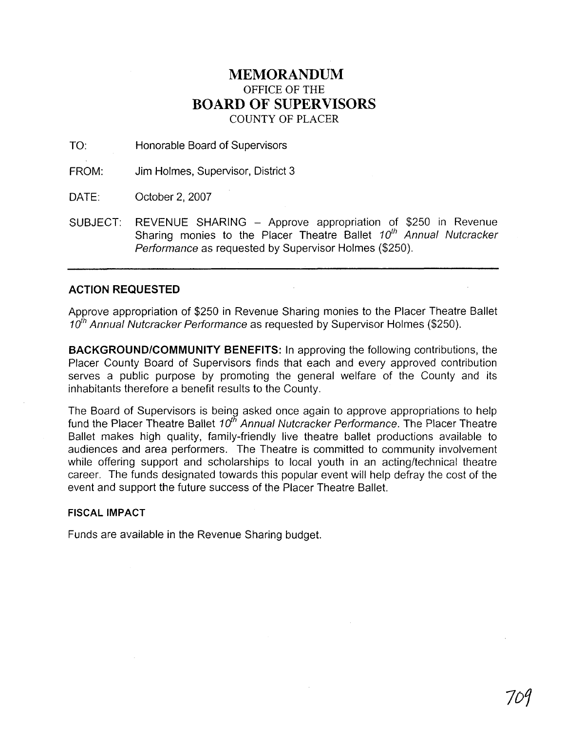# MEMORANDUM

OFFICE OF THE

# BOARD OF SUPERVISORS

COUNTY OF PLACER

TO: Honorable Board of Supervisors

FROM: Jim Holmes, Supervisor, District 3

DATE: October 2, 2007

SUBJECT: REVENUE SHARING – Approve appropriation of $250 in Revenue Sharing monies to the Placer Theatre Ballet *10th Annual Nutcracker Performance* as requested by Supervisor Holmes ($250).

---

**ACTION REQUESTED**

Approve appropriation of $250 in Revenue Sharing monies to the Placer Theatre Ballet *10th Annual Nutcracker Performance* as requested by Supervisor Holmes ($250).

**BACKGROUND/COMMUNITY BENEFITS:** In approving the following contributions, the Placer County Board of Supervisors finds that each and every approved contribution serves a public purpose by promoting the general welfare of the County and its inhabitants therefore a benefit results to the County.

The Board of Supervisors is being asked once again to approve appropriations to help fund the Placer Theatre Ballet *10th Annual Nutcracker Performance*. The Placer Theatre Ballet makes high quality, family-friendly live theatre ballet productions available to audiences and area performers. The Theatre is committed to community involvement while offering support and scholarships to local youth in an acting/technical theatre career. The funds designated towards this popular event will help defray the cost of the event and support the future success of the Placer Theatre Ballet.

**FISCAL IMPACT**

Funds are available in the Revenue Sharing budget.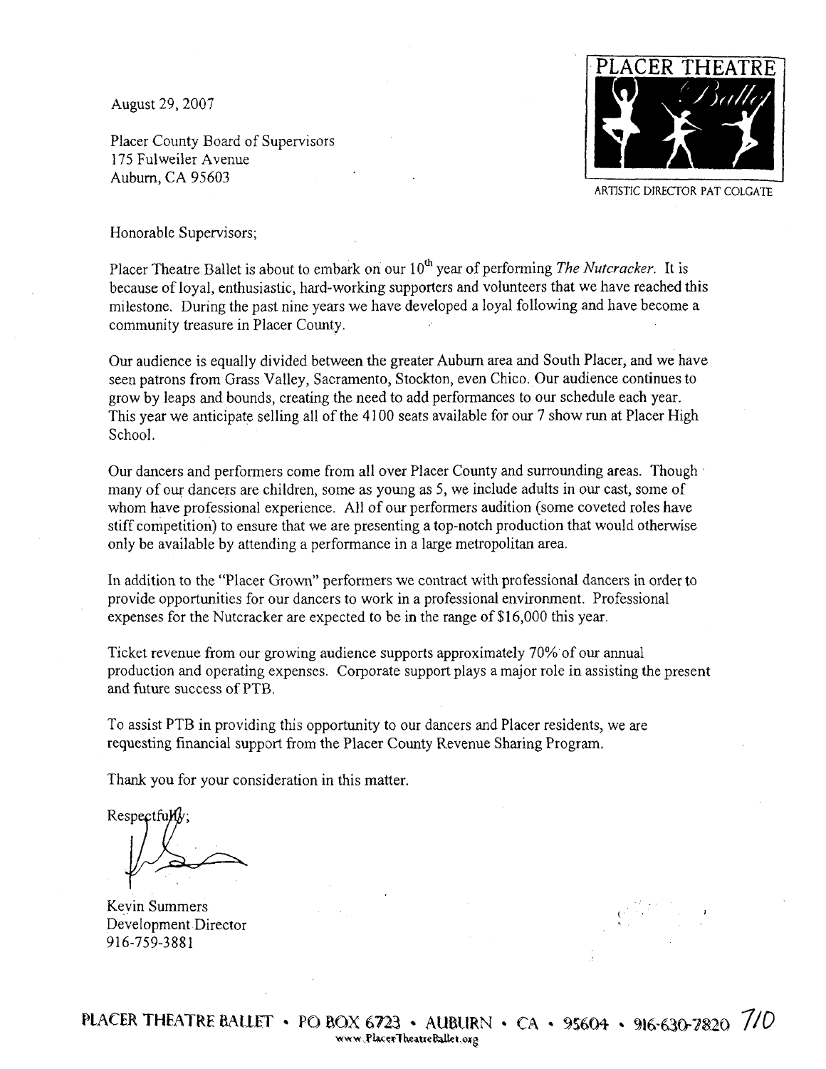August 29, 2007

Placer County Board of Supervisors
175 Fulweiler Avenue
Auburn, CA 95603

PLACER THEATRE Ballet

ARTISTIC DIRECTOR PAT COLGATE

Honorable Supervisors;

Placer Theatre Ballet is about to embark on our 10th year of performing *The Nutcracker*. It is because of loyal, enthusiastic, hard-working supporters and volunteers that we have reached this milestone. During the past nine years we have developed a loyal following and have become a community treasure in Placer County.

Our audience is equally divided between the greater Auburn area and South Placer, and we have seen patrons from Grass Valley, Sacramento, Stockton, even Chico. Our audience continues to grow by leaps and bounds, creating the need to add performances to our schedule each year. This year we anticipate selling all of the 4100 seats available for our 7 show run at Placer High School.

Our dancers and performers come from all over Placer County and surrounding areas. Though many of our dancers are children, some as young as 5, we include adults in our cast, some of whom have professional experience. All of our performers audition (some coveted roles have stiff competition) to ensure that we are presenting a top-notch production that would otherwise only be available by attending a performance in a large metropolitan area.

In addition to the "Placer Grown" performers we contract with professional dancers in order to provide opportunities for our dancers to work in a professional environment. Professional expenses for the Nutcracker are expected to be in the range of $16,000 this year.

Ticket revenue from our growing audience supports approximately 70% of our annual production and operating expenses. Corporate support plays a major role in assisting the present and future success of PTB.

To assist PTB in providing this opportunity to our dancers and Placer residents, we are requesting financial support from the Placer County Revenue Sharing Program.

Thank you for your consideration in this matter.

Respectfully;

Kevin Summers
Development Director
916-759-3881

PLACER THEATRE BALLET • PO BOX 6723 • AUBURN • CA • 95604 • 916-630-7820
www.PlacerTheatreBallet.org